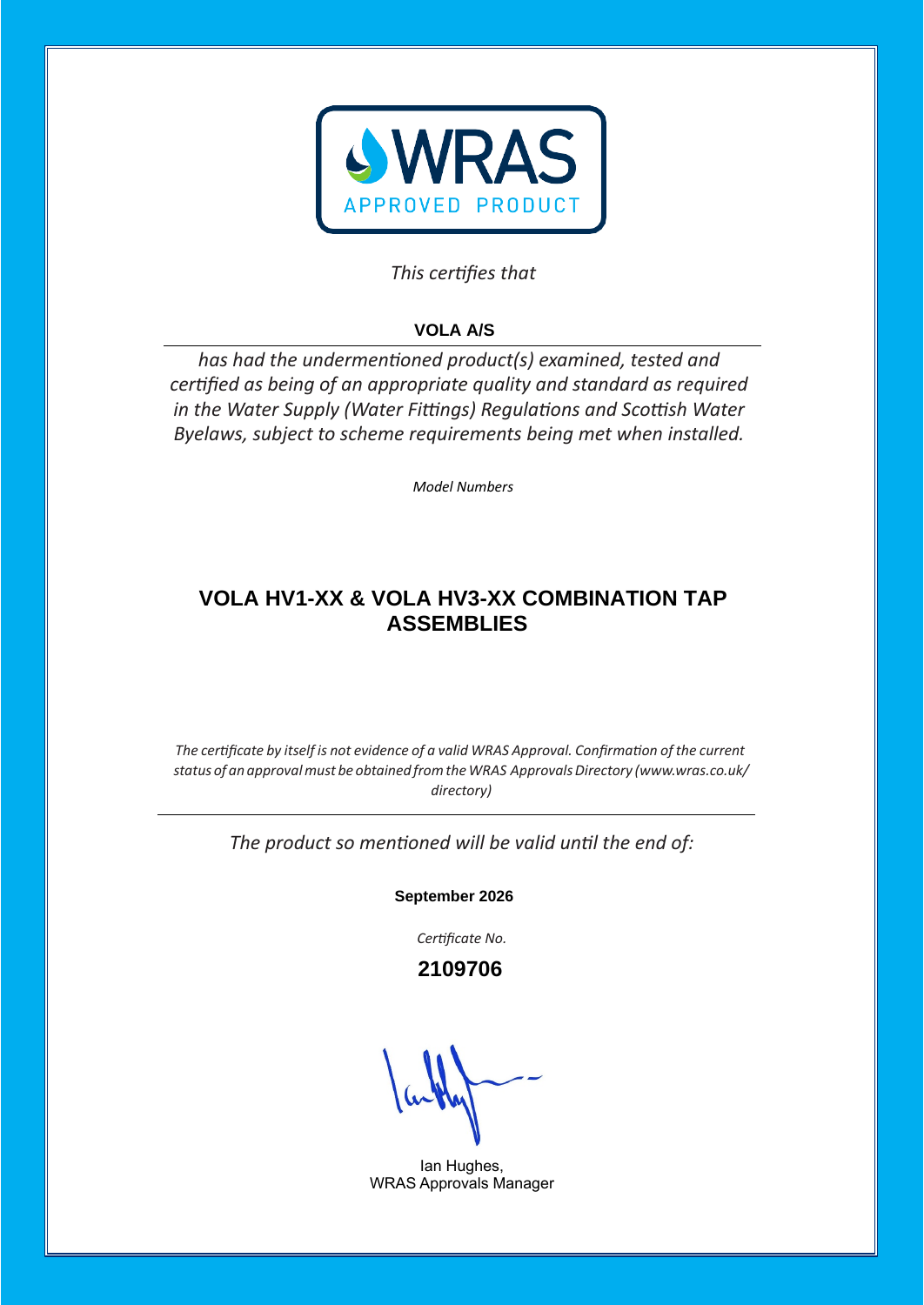WRAS

APPROVED PRODUCT

*This certifies that*

**VOLA A/S**

*has had the undermentioned product(s) examined, tested and certified as being of an appropriate quality and standard as required in the Water Supply (Water Fittings) Regulations and Scottish Water Byelaws, subject to scheme requirements being met when installed.*

*Model Numbers*

## VOLA HV1-XX & VOLA HV3-XX COMBINATION TAP ASSEMBLIES

*The certificate by itself is not evidence of a valid WRAS Approval. Confirmation of the current status of an approval must be obtained from the WRAS Approvals Directory (www.wras.co.uk/directory)*

*The product so mentioned will be valid until the end of:*

**September 2026**

*Certificate No.*

**2109706**

Ian Hughes,
WRAS Approvals Manager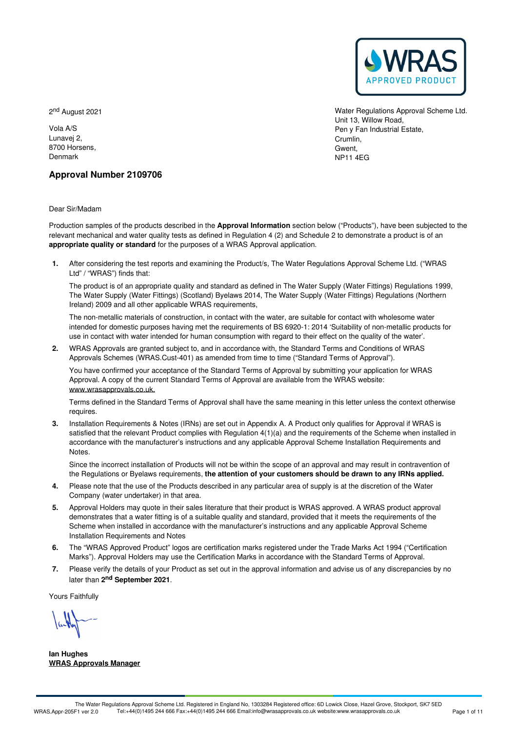2nd August 2021

Vola A/S
Lunavej 2,
8700 Horsens,
Denmark

Water Regulations Approval Scheme Ltd.
Unit 13, Willow Road,
Pen y Fan Industrial Estate,
Crumlin,
Gwent,
NP11 4EG

## Approval Number 2109706

Dear Sir/Madam

Production samples of the products described in the **Approval Information** section below ("Products"), have been subjected to the relevant mechanical and water quality tests as defined in Regulation 4 (2) and Schedule 2 to demonstrate a product is of an **appropriate quality or standard** for the purposes of a WRAS Approval application.

1. After considering the test reports and examining the Product/s, The Water Regulations Approval Scheme Ltd. ("WRAS Ltd" / "WRAS") finds that:

   The product is of an appropriate quality and standard as defined in The Water Supply (Water Fittings) Regulations 1999, The Water Supply (Water Fittings) (Scotland) Byelaws 2014, The Water Supply (Water Fittings) Regulations (Northern Ireland) 2009 and all other applicable WRAS requirements,

   The non-metallic materials of construction, in contact with the water, are suitable for contact with wholesome water intended for domestic purposes having met the requirements of BS 6920-1: 2014 'Suitability of non-metallic products for use in contact with water intended for human consumption with regard to their effect on the quality of the water'.

2. WRAS Approvals are granted subject to, and in accordance with, the Standard Terms and Conditions of WRAS Approvals Schemes (WRAS.Cust-401) as amended from time to time ("Standard Terms of Approval").

   You have confirmed your acceptance of the Standard Terms of Approval by submitting your application for WRAS Approval. A copy of the current Standard Terms of Approval are available from the WRAS website: www.wrasapprovals.co.uk.

   Terms defined in the Standard Terms of Approval shall have the same meaning in this letter unless the context otherwise requires.

3. Installation Requirements & Notes (IRNs) are set out in Appendix A. A Product only qualifies for Approval if WRAS is satisfied that the relevant Product complies with Regulation 4(1)(a) and the requirements of the Scheme when installed in accordance with the manufacturer's instructions and any applicable Approval Scheme Installation Requirements and Notes.

   Since the incorrect installation of Products will not be within the scope of an approval and may result in contravention of the Regulations or Byelaws requirements, **the attention of your customers should be drawn to any IRNs applied.**

4. Please note that the use of the Products described in any particular area of supply is at the discretion of the Water Company (water undertaker) in that area.

5. Approval Holders may quote in their sales literature that their product is WRAS approved. A WRAS product approval demonstrates that a water fitting is of a suitable quality and standard, provided that it meets the requirements of the Scheme when installed in accordance with the manufacturer's instructions and any applicable Approval Scheme Installation Requirements and Notes

6. The "WRAS Approved Product" logos are certification marks registered under the Trade Marks Act 1994 ("Certification Marks"). Approval Holders may use the Certification Marks in accordance with the Standard Terms of Approval.

7. Please verify the details of your Product as set out in the approval information and advise us of any discrepancies by no later than **2nd September 2021**.

Yours Faithfully

**Ian Hughes**
**WRAS Approvals Manager**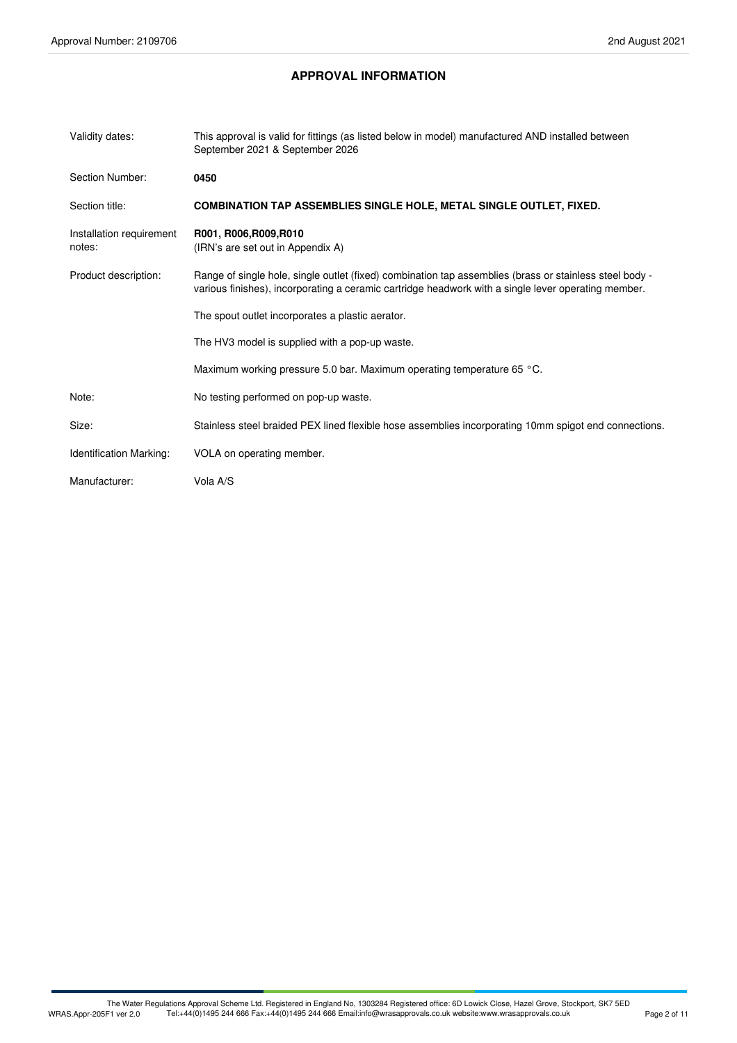## APPROVAL INFORMATION

| | |
|---|---|
| Validity dates: | This approval is valid for fittings (as listed below in model) manufactured AND installed between September 2021 & September 2026 |
| Section Number: | **0450** |
| Section title: | **COMBINATION TAP ASSEMBLIES SINGLE HOLE, METAL SINGLE OUTLET, FIXED.** |
| Installation requirement notes: | **R001, R006,R009,R010**<br>(IRN's are set out in Appendix A) |
| Product description: | Range of single hole, single outlet (fixed) combination tap assemblies (brass or stainless steel body - various finishes), incorporating a ceramic cartridge headwork with a single lever operating member.<br><br>The spout outlet incorporates a plastic aerator.<br><br>The HV3 model is supplied with a pop-up waste.<br><br>Maximum working pressure 5.0 bar. Maximum operating temperature 65 °C. |
| Note: | No testing performed on pop-up waste. |
| Size: | Stainless steel braided PEX lined flexible hose assemblies incorporating 10mm spigot end connections. |
| Identification Marking: | VOLA on operating member. |
| Manufacturer: | Vola A/S |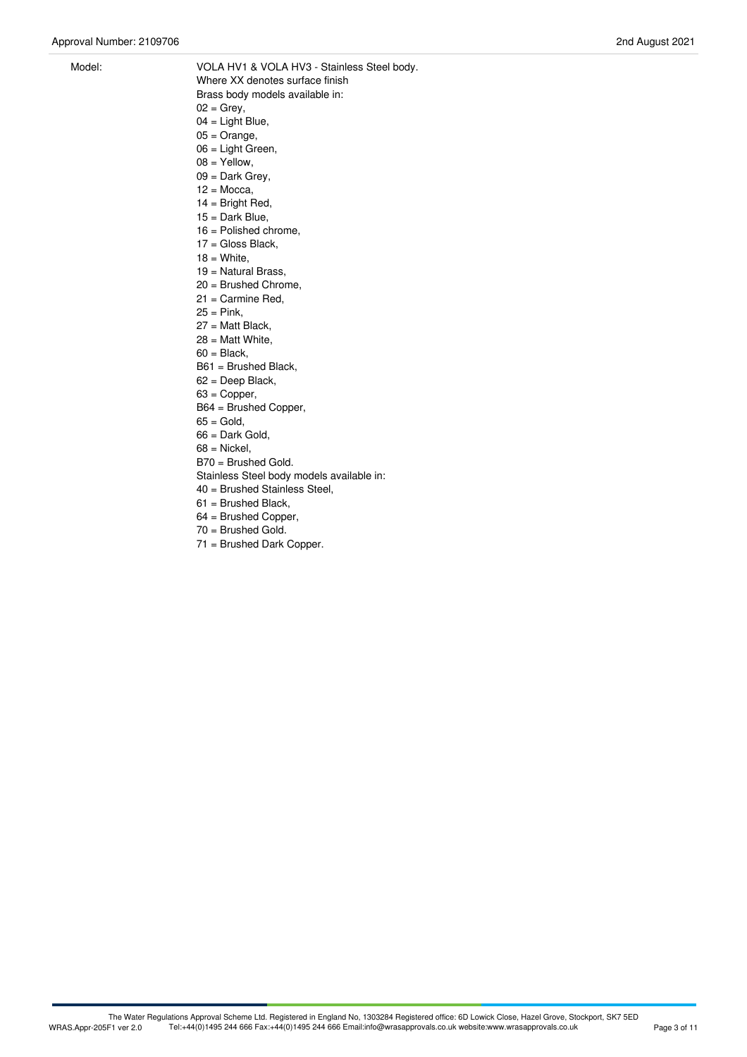Model: VOLA HV1 & VOLA HV3 - Stainless Steel body.
Where XX denotes surface finish
Brass body models available in:
02 = Grey,
04 = Light Blue,
05 = Orange,
06 = Light Green,
08 = Yellow,
09 = Dark Grey,
12 = Mocca,
14 = Bright Red,
15 = Dark Blue,
16 = Polished chrome,
17 = Gloss Black,
18 = White,
19 = Natural Brass,
20 = Brushed Chrome,
21 = Carmine Red,
25 = Pink,
27 = Matt Black,
28 = Matt White,
60 = Black,
B61 = Brushed Black,
62 = Deep Black,
63 = Copper,
B64 = Brushed Copper,
65 = Gold,
66 = Dark Gold,
68 = Nickel,
B70 = Brushed Gold.
Stainless Steel body models available in:
40 = Brushed Stainless Steel,
61 = Brushed Black,
64 = Brushed Copper,
70 = Brushed Gold.
71 = Brushed Dark Copper.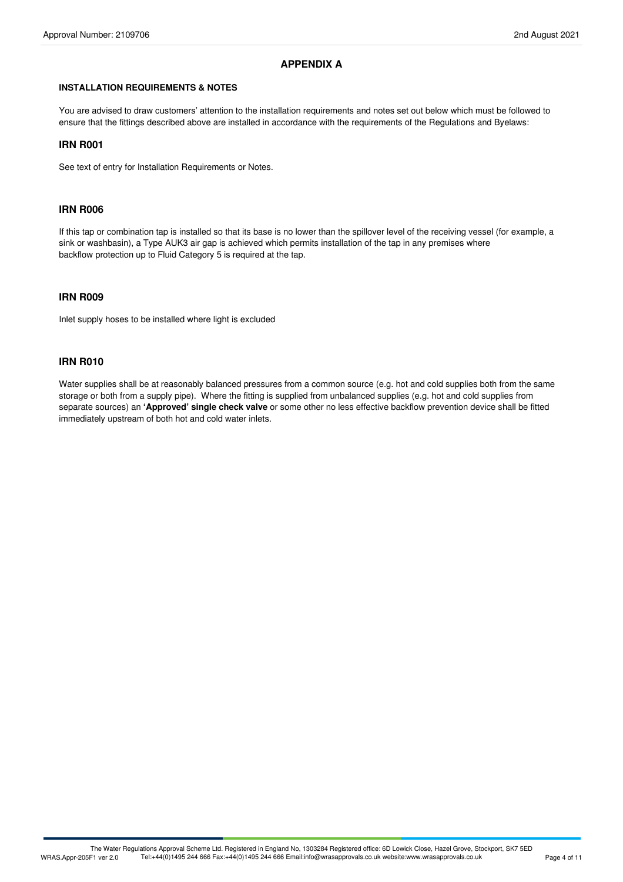## APPENDIX A

**INSTALLATION REQUIREMENTS & NOTES**

You are advised to draw customers' attention to the installation requirements and notes set out below which must be followed to ensure that the fittings described above are installed in accordance with the requirements of the Regulations and Byelaws:

### IRN R001

See text of entry for Installation Requirements or Notes.

### IRN R006

If this tap or combination tap is installed so that its base is no lower than the spillover level of the receiving vessel (for example, a sink or washbasin), a Type AUK3 air gap is achieved which permits installation of the tap in any premises where backflow protection up to Fluid Category 5 is required at the tap.

### IRN R009

Inlet supply hoses to be installed where light is excluded

### IRN R010

Water supplies shall be at reasonably balanced pressures from a common source (e.g. hot and cold supplies both from the same storage or both from a supply pipe). Where the fitting is supplied from unbalanced supplies (e.g. hot and cold supplies from separate sources) an **'Approved' single check valve** or some other no less effective backflow prevention device shall be fitted immediately upstream of both hot and cold water inlets.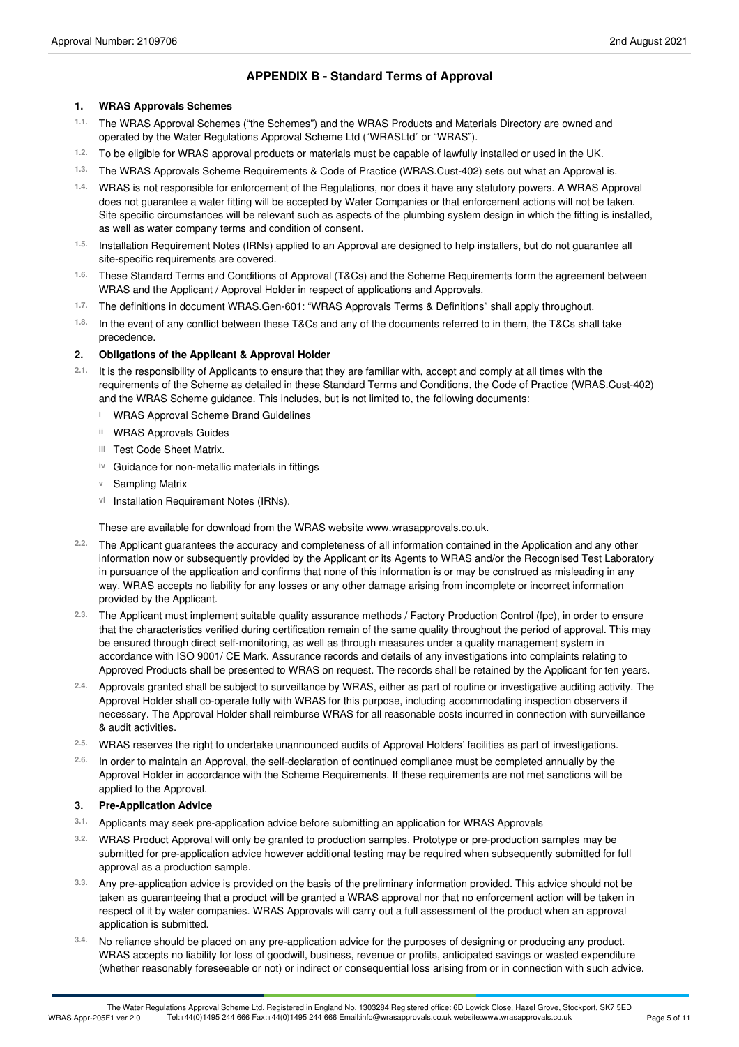## APPENDIX B - Standard Terms of Approval

### 1. WRAS Approvals Schemes

1.1. The WRAS Approval Schemes ("the Schemes") and the WRAS Products and Materials Directory are owned and operated by the Water Regulations Approval Scheme Ltd ("WRASLtd" or "WRAS").

1.2. To be eligible for WRAS approval products or materials must be capable of lawfully installed or used in the UK.

1.3. The WRAS Approvals Scheme Requirements & Code of Practice (WRAS.Cust-402) sets out what an Approval is.

1.4. WRAS is not responsible for enforcement of the Regulations, nor does it have any statutory powers. A WRAS Approval does not guarantee a water fitting will be accepted by Water Companies or that enforcement actions will not be taken. Site specific circumstances will be relevant such as aspects of the plumbing system design in which the fitting is installed, as well as water company terms and condition of consent.

1.5. Installation Requirement Notes (IRNs) applied to an Approval are designed to help installers, but do not guarantee all site-specific requirements are covered.

1.6. These Standard Terms and Conditions of Approval (T&Cs) and the Scheme Requirements form the agreement between WRAS and the Applicant / Approval Holder in respect of applications and Approvals.

1.7. The definitions in document WRAS.Gen-601: "WRAS Approvals Terms & Definitions" shall apply throughout.

1.8. In the event of any conflict between these T&Cs and any of the documents referred to in them, the T&Cs shall take precedence.

### 2. Obligations of the Applicant & Approval Holder

2.1. It is the responsibility of Applicants to ensure that they are familiar with, accept and comply at all times with the requirements of the Scheme as detailed in these Standard Terms and Conditions, the Code of Practice (WRAS.Cust-402) and the WRAS Scheme guidance. This includes, but is not limited to, the following documents:

- i WRAS Approval Scheme Brand Guidelines
- ii WRAS Approvals Guides
- iii Test Code Sheet Matrix.
- iv Guidance for non-metallic materials in fittings
- v Sampling Matrix
- vi Installation Requirement Notes (IRNs).

These are available for download from the WRAS website www.wrasapprovals.co.uk.

2.2. The Applicant guarantees the accuracy and completeness of all information contained in the Application and any other information now or subsequently provided by the Applicant or its Agents to WRAS and/or the Recognised Test Laboratory in pursuance of the application and confirms that none of this information is or may be construed as misleading in any way. WRAS accepts no liability for any losses or any other damage arising from incomplete or incorrect information provided by the Applicant.

2.3. The Applicant must implement suitable quality assurance methods / Factory Production Control (fpc), in order to ensure that the characteristics verified during certification remain of the same quality throughout the period of approval. This may be ensured through direct self-monitoring, as well as through measures under a quality management system in accordance with ISO 9001/ CE Mark. Assurance records and details of any investigations into complaints relating to Approved Products shall be presented to WRAS on request. The records shall be retained by the Applicant for ten years.

2.4. Approvals granted shall be subject to surveillance by WRAS, either as part of routine or investigative auditing activity. The Approval Holder shall co-operate fully with WRAS for this purpose, including accommodating inspection observers if necessary. The Approval Holder shall reimburse WRAS for all reasonable costs incurred in connection with surveillance & audit activities.

2.5. WRAS reserves the right to undertake unannounced audits of Approval Holders' facilities as part of investigations.

2.6. In order to maintain an Approval, the self-declaration of continued compliance must be completed annually by the Approval Holder in accordance with the Scheme Requirements. If these requirements are not met sanctions will be applied to the Approval.

### 3. Pre-Application Advice

3.1. Applicants may seek pre-application advice before submitting an application for WRAS Approvals

3.2. WRAS Product Approval will only be granted to production samples. Prototype or pre-production samples may be submitted for pre-application advice however additional testing may be required when subsequently submitted for full approval as a production sample.

3.3. Any pre-application advice is provided on the basis of the preliminary information provided. This advice should not be taken as guaranteeing that a product will be granted a WRAS approval nor that no enforcement action will be taken in respect of it by water companies. WRAS Approvals will carry out a full assessment of the product when an approval application is submitted.

3.4. No reliance should be placed on any pre-application advice for the purposes of designing or producing any product. WRAS accepts no liability for loss of goodwill, business, revenue or profits, anticipated savings or wasted expenditure (whether reasonably foreseeable or not) or indirect or consequential loss arising from or in connection with such advice.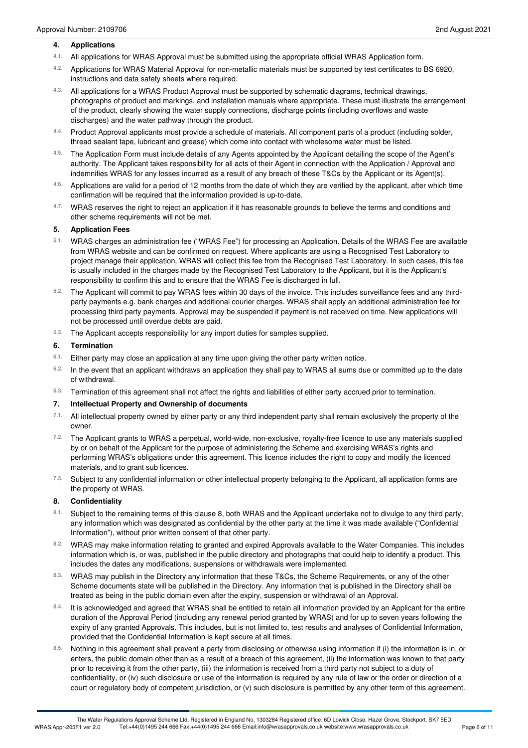## 4. Applications

4.1. All applications for WRAS Approval must be submitted using the appropriate official WRAS Application form.

4.2. Applications for WRAS Material Approval for non-metallic materials must be supported by test certificates to BS 6920, instructions and data safety sheets where required.

4.3. All applications for a WRAS Product Approval must be supported by schematic diagrams, technical drawings, photographs of product and markings, and installation manuals where appropriate. These must illustrate the arrangement of the product, clearly showing the water supply connections, discharge points (including overflows and waste discharges) and the water pathway through the product.

4.4. Product Approval applicants must provide a schedule of materials. All component parts of a product (including solder, thread sealant tape, lubricant and grease) which come into contact with wholesome water must be listed.

4.5. The Application Form must include details of any Agents appointed by the Applicant detailing the scope of the Agent's authority. The Applicant takes responsibility for all acts of their Agent in connection with the Application / Approval and indemnifies WRAS for any losses incurred as a result of any breach of these T&Cs by the Applicant or its Agent(s).

4.6. Applications are valid for a period of 12 months from the date of which they are verified by the applicant, after which time confirmation will be required that the information provided is up-to-date.

4.7. WRAS reserves the right to reject an application if it has reasonable grounds to believe the terms and conditions and other scheme requirements will not be met.

## 5. Application Fees

5.1. WRAS charges an administration fee ("WRAS Fee") for processing an Application. Details of the WRAS Fee are available from WRAS website and can be confirmed on request. Where applicants are using a Recognised Test Laboratory to project manage their application, WRAS will collect this fee from the Recognised Test Laboratory. In such cases, this fee is usually included in the charges made by the Recognised Test Laboratory to the Applicant, but it is the Applicant's responsibility to confirm this and to ensure that the WRAS Fee is discharged in full.

5.2. The Applicant will commit to pay WRAS fees within 30 days of the invoice. This includes surveillance fees and any third-party payments e.g. bank charges and additional courier charges. WRAS shall apply an additional administration fee for processing third party payments. Approval may be suspended if payment is not received on time. New applications will not be processed until overdue debts are paid.

5.3. The Applicant accepts responsibility for any import duties for samples supplied.

## 6. Termination

6.1. Either party may close an application at any time upon giving the other party written notice.

6.2. In the event that an applicant withdraws an application they shall pay to WRAS all sums due or committed up to the date of withdrawal.

6.3. Termination of this agreement shall not affect the rights and liabilities of either party accrued prior to termination.

## 7. Intellectual Property and Ownership of documents

7.1. All intellectual property owned by either party or any third independent party shall remain exclusively the property of the owner.

7.2. The Applicant grants to WRAS a perpetual, world-wide, non-exclusive, royalty-free licence to use any materials supplied by or on behalf of the Applicant for the purpose of administering the Scheme and exercising WRAS's rights and performing WRAS's obligations under this agreement. This licence includes the right to copy and modify the licenced materials, and to grant sub licences.

7.3. Subject to any confidential information or other intellectual property belonging to the Applicant, all application forms are the property of WRAS.

## 8. Confidentiality

8.1. Subject to the remaining terms of this clause 8, both WRAS and the Applicant undertake not to divulge to any third party, any information which was designated as confidential by the other party at the time it was made available ("Confidential Information"), without prior written consent of that other party.

8.2. WRAS may make information relating to granted and expired Approvals available to the Water Companies. This includes information which is, or was, published in the public directory and photographs that could help to identify a product. This includes the dates any modifications, suspensions or withdrawals were implemented.

8.3. WRAS may publish in the Directory any information that these T&Cs, the Scheme Requirements, or any of the other Scheme documents state will be published in the Directory. Any information that is published in the Directory shall be treated as being in the public domain even after the expiry, suspension or withdrawal of an Approval.

8.4. It is acknowledged and agreed that WRAS shall be entitled to retain all information provided by an Applicant for the entire duration of the Approval Period (including any renewal period granted by WRAS) and for up to seven years following the expiry of any granted Approvals. This includes, but is not limited to, test results and analyses of Confidential Information, provided that the Confidential Information is kept secure at all times.

8.5. Nothing in this agreement shall prevent a party from disclosing or otherwise using information if (i) the information is in, or enters, the public domain other than as a result of a breach of this agreement, (ii) the information was known to that party prior to receiving it from the other party, (iii) the information is received from a third party not subject to a duty of confidentiality, or (iv) such disclosure or use of the information is required by any rule of law or the order or direction of a court or regulatory body of competent jurisdiction, or (v) such disclosure is permitted by any other term of this agreement.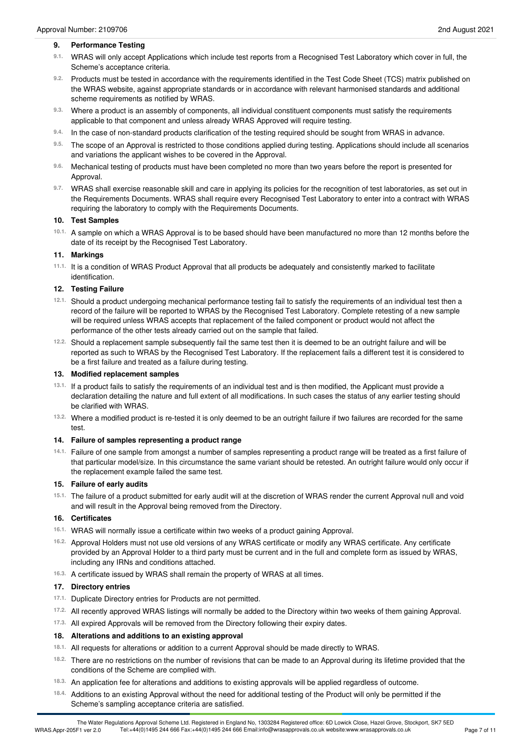## 9. Performance Testing

9.1. WRAS will only accept Applications which include test reports from a Recognised Test Laboratory which cover in full, the Scheme's acceptance criteria.

9.2. Products must be tested in accordance with the requirements identified in the Test Code Sheet (TCS) matrix published on the WRAS website, against appropriate standards or in accordance with relevant harmonised standards and additional scheme requirements as notified by WRAS.

9.3. Where a product is an assembly of components, all individual constituent components must satisfy the requirements applicable to that component and unless already WRAS Approved will require testing.

9.4. In the case of non-standard products clarification of the testing required should be sought from WRAS in advance.

9.5. The scope of an Approval is restricted to those conditions applied during testing. Applications should include all scenarios and variations the applicant wishes to be covered in the Approval.

9.6. Mechanical testing of products must have been completed no more than two years before the report is presented for Approval.

9.7. WRAS shall exercise reasonable skill and care in applying its policies for the recognition of test laboratories, as set out in the Requirements Documents. WRAS shall require every Recognised Test Laboratory to enter into a contract with WRAS requiring the laboratory to comply with the Requirements Documents.

## 10. Test Samples

10.1. A sample on which a WRAS Approval is to be based should have been manufactured no more than 12 months before the date of its receipt by the Recognised Test Laboratory.

## 11. Markings

11.1. It is a condition of WRAS Product Approval that all products be adequately and consistently marked to facilitate identification.

## 12. Testing Failure

12.1. Should a product undergoing mechanical performance testing fail to satisfy the requirements of an individual test then a record of the failure will be reported to WRAS by the Recognised Test Laboratory. Complete retesting of a new sample will be required unless WRAS accepts that replacement of the failed component or product would not affect the performance of the other tests already carried out on the sample that failed.

12.2. Should a replacement sample subsequently fail the same test then it is deemed to be an outright failure and will be reported as such to WRAS by the Recognised Test Laboratory. If the replacement fails a different test it is considered to be a first failure and treated as a failure during testing.

## 13. Modified replacement samples

13.1. If a product fails to satisfy the requirements of an individual test and is then modified, the Applicant must provide a declaration detailing the nature and full extent of all modifications. In such cases the status of any earlier testing should be clarified with WRAS.

13.2. Where a modified product is re-tested it is only deemed to be an outright failure if two failures are recorded for the same test.

## 14. Failure of samples representing a product range

14.1. Failure of one sample from amongst a number of samples representing a product range will be treated as a first failure of that particular model/size. In this circumstance the same variant should be retested. An outright failure would only occur if the replacement example failed the same test.

## 15. Failure of early audits

15.1. The failure of a product submitted for early audit will at the discretion of WRAS render the current Approval null and void and will result in the Approval being removed from the Directory.

## 16. Certificates

16.1. WRAS will normally issue a certificate within two weeks of a product gaining Approval.

16.2. Approval Holders must not use old versions of any WRAS certificate or modify any WRAS certificate. Any certificate provided by an Approval Holder to a third party must be current and in the full and complete form as issued by WRAS, including any IRNs and conditions attached.

16.3. A certificate issued by WRAS shall remain the property of WRAS at all times.

## 17. Directory entries

17.1. Duplicate Directory entries for Products are not permitted.

17.2. All recently approved WRAS listings will normally be added to the Directory within two weeks of them gaining Approval.

17.3. All expired Approvals will be removed from the Directory following their expiry dates.

## 18. Alterations and additions to an existing approval

18.1. All requests for alterations or addition to a current Approval should be made directly to WRAS.

18.2. There are no restrictions on the number of revisions that can be made to an Approval during its lifetime provided that the conditions of the Scheme are complied with.

18.3. An application fee for alterations and additions to existing approvals will be applied regardless of outcome.

18.4. Additions to an existing Approval without the need for additional testing of the Product will only be permitted if the Scheme's sampling acceptance criteria are satisfied.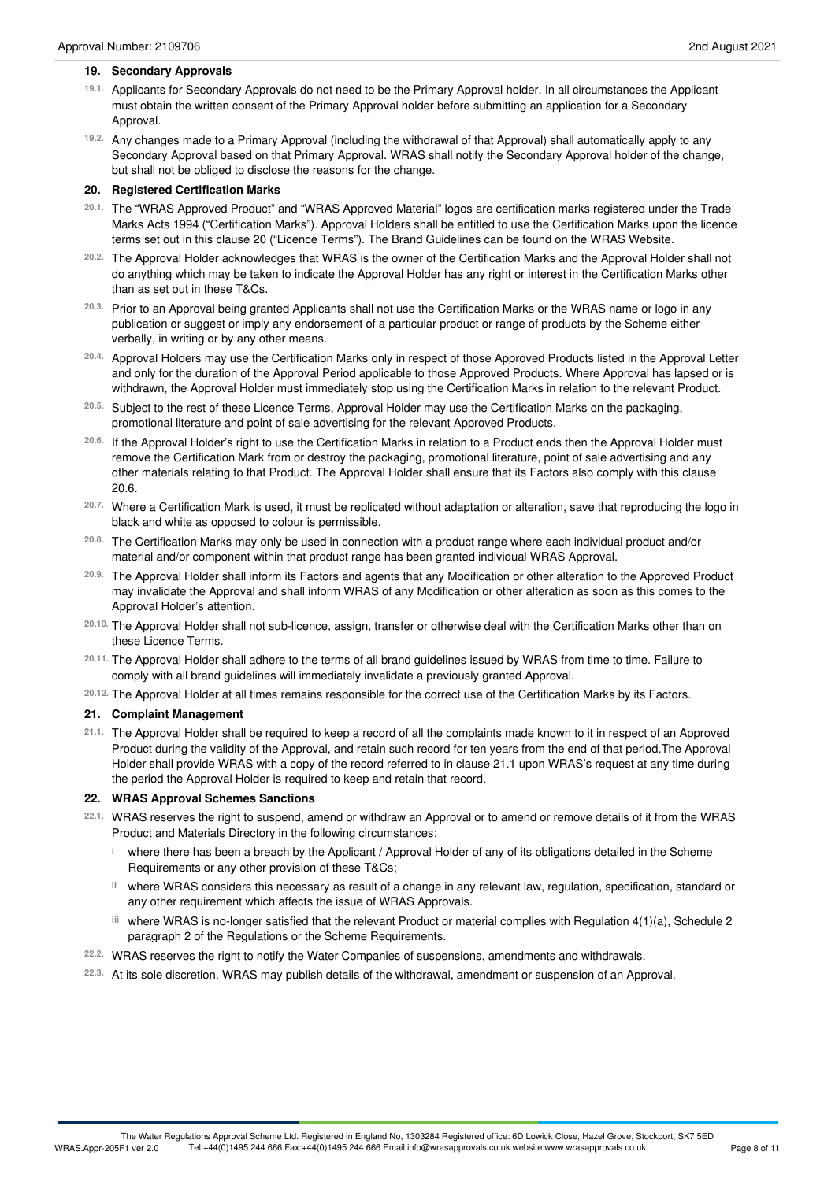## 19. Secondary Approvals

19.1. Applicants for Secondary Approvals do not need to be the Primary Approval holder. In all circumstances the Applicant must obtain the written consent of the Primary Approval holder before submitting an application for a Secondary Approval.

19.2. Any changes made to a Primary Approval (including the withdrawal of that Approval) shall automatically apply to any Secondary Approval based on that Primary Approval. WRAS shall notify the Secondary Approval holder of the change, but shall not be obliged to disclose the reasons for the change.

## 20. Registered Certification Marks

20.1. The "WRAS Approved Product" and "WRAS Approved Material" logos are certification marks registered under the Trade Marks Acts 1994 ("Certification Marks"). Approval Holders shall be entitled to use the Certification Marks upon the licence terms set out in this clause 20 ("Licence Terms"). The Brand Guidelines can be found on the WRAS Website.

20.2. The Approval Holder acknowledges that WRAS is the owner of the Certification Marks and the Approval Holder shall not do anything which may be taken to indicate the Approval Holder has any right or interest in the Certification Marks other than as set out in these T&Cs.

20.3. Prior to an Approval being granted Applicants shall not use the Certification Marks or the WRAS name or logo in any publication or suggest or imply any endorsement of a particular product or range of products by the Scheme either verbally, in writing or by any other means.

20.4. Approval Holders may use the Certification Marks only in respect of those Approved Products listed in the Approval Letter and only for the duration of the Approval Period applicable to those Approved Products. Where Approval has lapsed or is withdrawn, the Approval Holder must immediately stop using the Certification Marks in relation to the relevant Product.

20.5. Subject to the rest of these Licence Terms, Approval Holder may use the Certification Marks on the packaging, promotional literature and point of sale advertising for the relevant Approved Products.

20.6. If the Approval Holder's right to use the Certification Marks in relation to a Product ends then the Approval Holder must remove the Certification Mark from or destroy the packaging, promotional literature, point of sale advertising and any other materials relating to that Product. The Approval Holder shall ensure that its Factors also comply with this clause 20.6.

20.7. Where a Certification Mark is used, it must be replicated without adaptation or alteration, save that reproducing the logo in black and white as opposed to colour is permissible.

20.8. The Certification Marks may only be used in connection with a product range where each individual product and/or material and/or component within that product range has been granted individual WRAS Approval.

20.9. The Approval Holder shall inform its Factors and agents that any Modification or other alteration to the Approved Product may invalidate the Approval and shall inform WRAS of any Modification or other alteration as soon as this comes to the Approval Holder's attention.

20.10. The Approval Holder shall not sub-licence, assign, transfer or otherwise deal with the Certification Marks other than on these Licence Terms.

20.11. The Approval Holder shall adhere to the terms of all brand guidelines issued by WRAS from time to time. Failure to comply with all brand guidelines will immediately invalidate a previously granted Approval.

20.12. The Approval Holder at all times remains responsible for the correct use of the Certification Marks by its Factors.

## 21. Complaint Management

21.1. The Approval Holder shall be required to keep a record of all the complaints made known to it in respect of an Approved Product during the validity of the Approval, and retain such record for ten years from the end of that period.The Approval Holder shall provide WRAS with a copy of the record referred to in clause 21.1 upon WRAS's request at any time during the period the Approval Holder is required to keep and retain that record.

## 22. WRAS Approval Schemes Sanctions

22.1. WRAS reserves the right to suspend, amend or withdraw an Approval or to amend or remove details of it from the WRAS Product and Materials Directory in the following circumstances:

- i where there has been a breach by the Applicant / Approval Holder of any of its obligations detailed in the Scheme Requirements or any other provision of these T&Cs;
- ii where WRAS considers this necessary as result of a change in any relevant law, regulation, specification, standard or any other requirement which affects the issue of WRAS Approvals.
- iii where WRAS is no-longer satisfied that the relevant Product or material complies with Regulation 4(1)(a), Schedule 2 paragraph 2 of the Regulations or the Scheme Requirements.

22.2. WRAS reserves the right to notify the Water Companies of suspensions, amendments and withdrawals.

22.3. At its sole discretion, WRAS may publish details of the withdrawal, amendment or suspension of an Approval.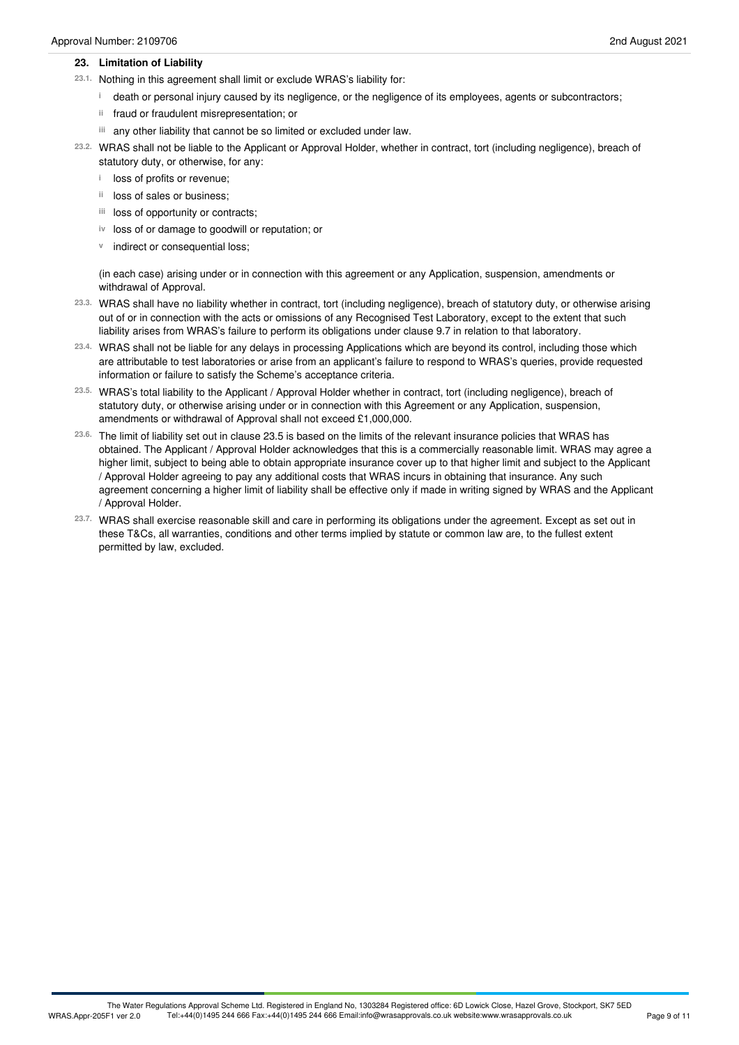## 23. Limitation of Liability

23.1. Nothing in this agreement shall limit or exclude WRAS's liability for:

- i death or personal injury caused by its negligence, or the negligence of its employees, agents or subcontractors;
- ii fraud or fraudulent misrepresentation; or
- iii any other liability that cannot be so limited or excluded under law.

23.2. WRAS shall not be liable to the Applicant or Approval Holder, whether in contract, tort (including negligence), breach of statutory duty, or otherwise, for any:

- i loss of profits or revenue;
- ii loss of sales or business;
- iii loss of opportunity or contracts;
- iv loss of or damage to goodwill or reputation; or
- v indirect or consequential loss;

(in each case) arising under or in connection with this agreement or any Application, suspension, amendments or withdrawal of Approval.

23.3. WRAS shall have no liability whether in contract, tort (including negligence), breach of statutory duty, or otherwise arising out of or in connection with the acts or omissions of any Recognised Test Laboratory, except to the extent that such liability arises from WRAS's failure to perform its obligations under clause 9.7 in relation to that laboratory.

23.4. WRAS shall not be liable for any delays in processing Applications which are beyond its control, including those which are attributable to test laboratories or arise from an applicant's failure to respond to WRAS's queries, provide requested information or failure to satisfy the Scheme's acceptance criteria.

23.5. WRAS's total liability to the Applicant / Approval Holder whether in contract, tort (including negligence), breach of statutory duty, or otherwise arising under or in connection with this Agreement or any Application, suspension, amendments or withdrawal of Approval shall not exceed £1,000,000.

23.6. The limit of liability set out in clause 23.5 is based on the limits of the relevant insurance policies that WRAS has obtained. The Applicant / Approval Holder acknowledges that this is a commercially reasonable limit. WRAS may agree a higher limit, subject to being able to obtain appropriate insurance cover up to that higher limit and subject to the Applicant / Approval Holder agreeing to pay any additional costs that WRAS incurs in obtaining that insurance. Any such agreement concerning a higher limit of liability shall be effective only if made in writing signed by WRAS and the Applicant / Approval Holder.

23.7. WRAS shall exercise reasonable skill and care in performing its obligations under the agreement. Except as set out in these T&Cs, all warranties, conditions and other terms implied by statute or common law are, to the fullest extent permitted by law, excluded.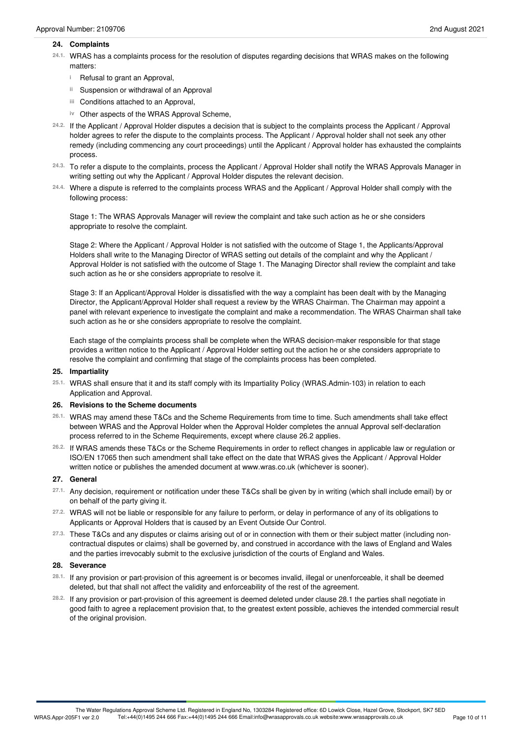## 24. Complaints

24.1. WRAS has a complaints process for the resolution of disputes regarding decisions that WRAS makes on the following matters:

- i Refusal to grant an Approval,
- ii Suspension or withdrawal of an Approval
- iii Conditions attached to an Approval,
- iv Other aspects of the WRAS Approval Scheme,

24.2. If the Applicant / Approval Holder disputes a decision that is subject to the complaints process the Applicant / Approval holder agrees to refer the dispute to the complaints process. The Applicant / Approval holder shall not seek any other remedy (including commencing any court proceedings) until the Applicant / Approval holder has exhausted the complaints process.

24.3. To refer a dispute to the complaints, process the Applicant / Approval Holder shall notify the WRAS Approvals Manager in writing setting out why the Applicant / Approval Holder disputes the relevant decision.

24.4. Where a dispute is referred to the complaints process WRAS and the Applicant / Approval Holder shall comply with the following process:

Stage 1: The WRAS Approvals Manager will review the complaint and take such action as he or she considers appropriate to resolve the complaint.

Stage 2: Where the Applicant / Approval Holder is not satisfied with the outcome of Stage 1, the Applicants/Approval Holders shall write to the Managing Director of WRAS setting out details of the complaint and why the Applicant / Approval Holder is not satisfied with the outcome of Stage 1. The Managing Director shall review the complaint and take such action as he or she considers appropriate to resolve it.

Stage 3: If an Applicant/Approval Holder is dissatisfied with the way a complaint has been dealt with by the Managing Director, the Applicant/Approval Holder shall request a review by the WRAS Chairman. The Chairman may appoint a panel with relevant experience to investigate the complaint and make a recommendation. The WRAS Chairman shall take such action as he or she considers appropriate to resolve the complaint.

Each stage of the complaints process shall be complete when the WRAS decision-maker responsible for that stage provides a written notice to the Applicant / Approval Holder setting out the action he or she considers appropriate to resolve the complaint and confirming that stage of the complaints process has been completed.

## 25. Impartiality

25.1. WRAS shall ensure that it and its staff comply with its Impartiality Policy (WRAS.Admin-103) in relation to each Application and Approval.

## 26. Revisions to the Scheme documents

26.1. WRAS may amend these T&Cs and the Scheme Requirements from time to time. Such amendments shall take effect between WRAS and the Approval Holder when the Approval Holder completes the annual Approval self-declaration process referred to in the Scheme Requirements, except where clause 26.2 applies.

26.2. If WRAS amends these T&Cs or the Scheme Requirements in order to reflect changes in applicable law or regulation or ISO/EN 17065 then such amendment shall take effect on the date that WRAS gives the Applicant / Approval Holder written notice or publishes the amended document at www.wras.co.uk (whichever is sooner).

## 27. General

27.1. Any decision, requirement or notification under these T&Cs shall be given by in writing (which shall include email) by or on behalf of the party giving it.

27.2. WRAS will not be liable or responsible for any failure to perform, or delay in performance of any of its obligations to Applicants or Approval Holders that is caused by an Event Outside Our Control.

27.3. These T&Cs and any disputes or claims arising out of or in connection with them or their subject matter (including non-contractual disputes or claims) shall be governed by, and construed in accordance with the laws of England and Wales and the parties irrevocably submit to the exclusive jurisdiction of the courts of England and Wales.

## 28. Severance

28.1. If any provision or part-provision of this agreement is or becomes invalid, illegal or unenforceable, it shall be deemed deleted, but that shall not affect the validity and enforceability of the rest of the agreement.

28.2. If any provision or part-provision of this agreement is deemed deleted under clause 28.1 the parties shall negotiate in good faith to agree a replacement provision that, to the greatest extent possible, achieves the intended commercial result of the original provision.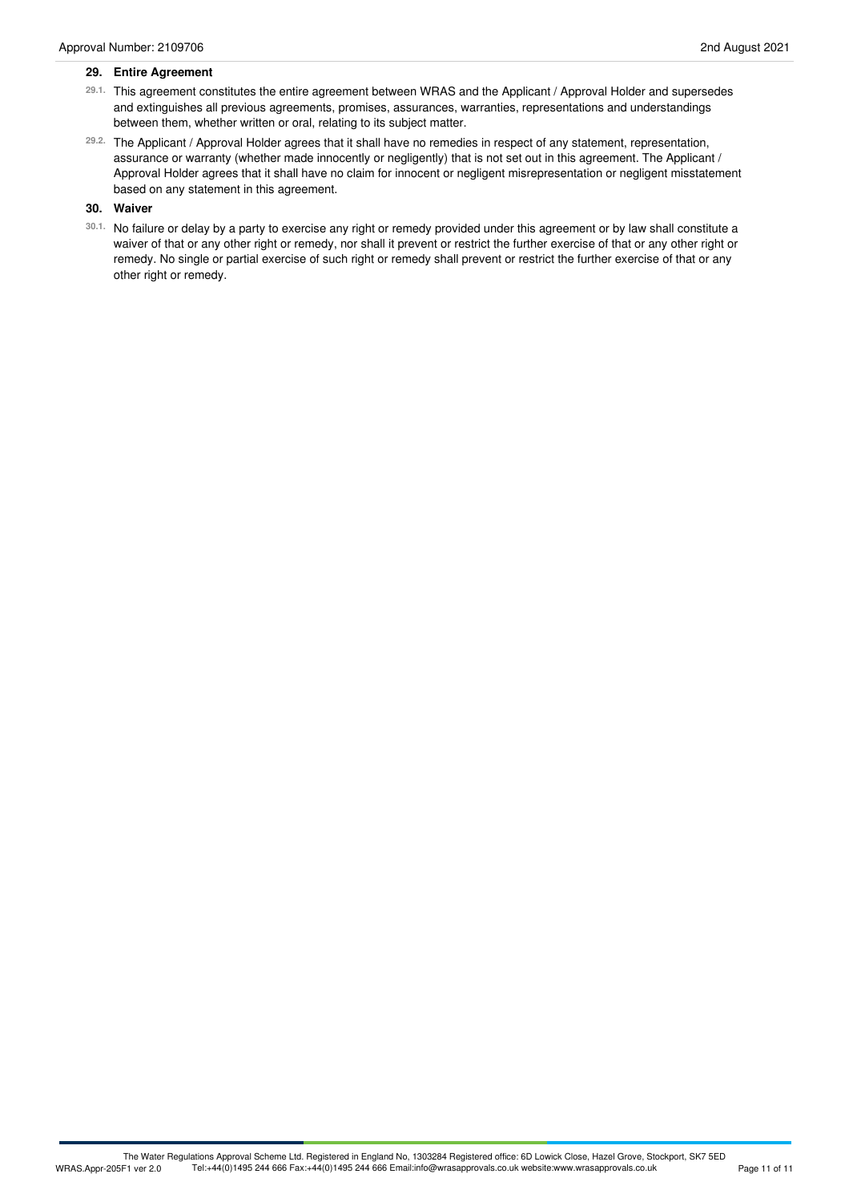## 29. Entire Agreement

29.1. This agreement constitutes the entire agreement between WRAS and the Applicant / Approval Holder and supersedes and extinguishes all previous agreements, promises, assurances, warranties, representations and understandings between them, whether written or oral, relating to its subject matter.

29.2. The Applicant / Approval Holder agrees that it shall have no remedies in respect of any statement, representation, assurance or warranty (whether made innocently or negligently) that is not set out in this agreement. The Applicant / Approval Holder agrees that it shall have no claim for innocent or negligent misrepresentation or negligent misstatement based on any statement in this agreement.

## 30. Waiver

30.1. No failure or delay by a party to exercise any right or remedy provided under this agreement or by law shall constitute a waiver of that or any other right or remedy, nor shall it prevent or restrict the further exercise of that or any other right or remedy. No single or partial exercise of such right or remedy shall prevent or restrict the further exercise of that or any other right or remedy.